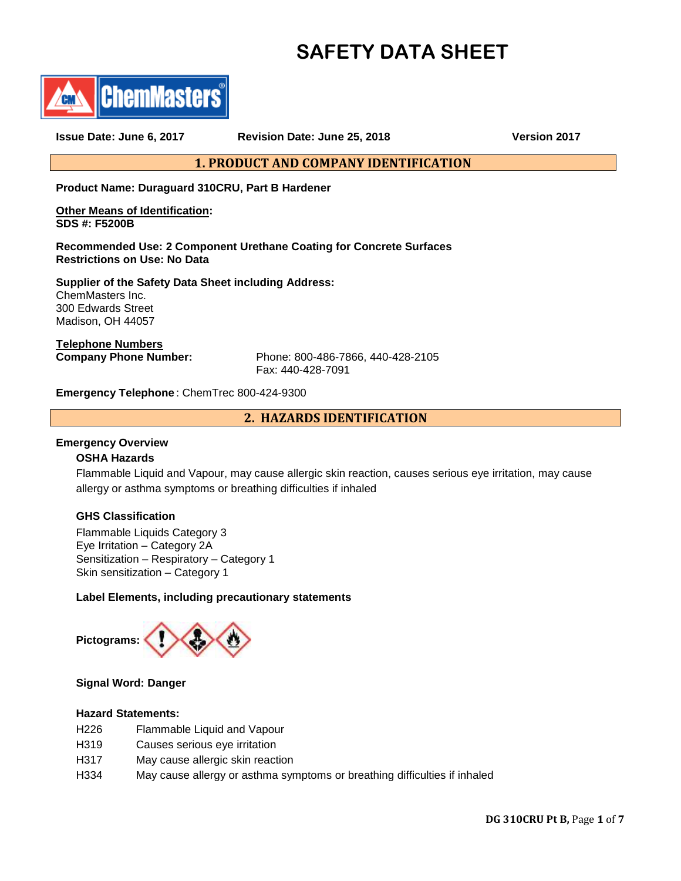# SAFETY DATA SHEET

ChemMasters®

**Issue Date: June 6, 2017** **Revision Date: June 25, 2018** **Version 2017**

## 1. PRODUCT AND COMPANY IDENTIFICATION

**Product Name: Duraguard 310CRU, Part B Hardener**

**Other Means of Identification:**
**SDS #: F5200B**

**Recommended Use: 2 Component Urethane Coating for Concrete Surfaces**
**Restrictions on Use: No Data**

**Supplier of the Safety Data Sheet including Address:**
ChemMasters Inc.
300 Edwards Street
Madison, OH 44057

**Telephone Numbers**
**Company Phone Number:** Phone: 800-486-7866, 440-428-2105
Fax: 440-428-7091

**Emergency Telephone**: ChemTrec 800-424-9300

## 2. HAZARDS IDENTIFICATION

**Emergency Overview**

### OSHA Hazards

Flammable Liquid and Vapour, may cause allergic skin reaction, causes serious eye irritation, may cause allergy or asthma symptoms or breathing difficulties if inhaled

### GHS Classification

Flammable Liquids Category 3
Eye Irritation – Category 2A
Sensitization – Respiratory – Category 1
Skin sensitization – Category 1

### Label Elements, including precautionary statements

**Pictograms:**

**Signal Word: Danger**

**Hazard Statements:**

| | |
|---|---|
| H226 | Flammable Liquid and Vapour |
| H319 | Causes serious eye irritation |
| H317 | May cause allergic skin reaction |
| H334 | May cause allergy or asthma symptoms or breathing difficulties if inhaled |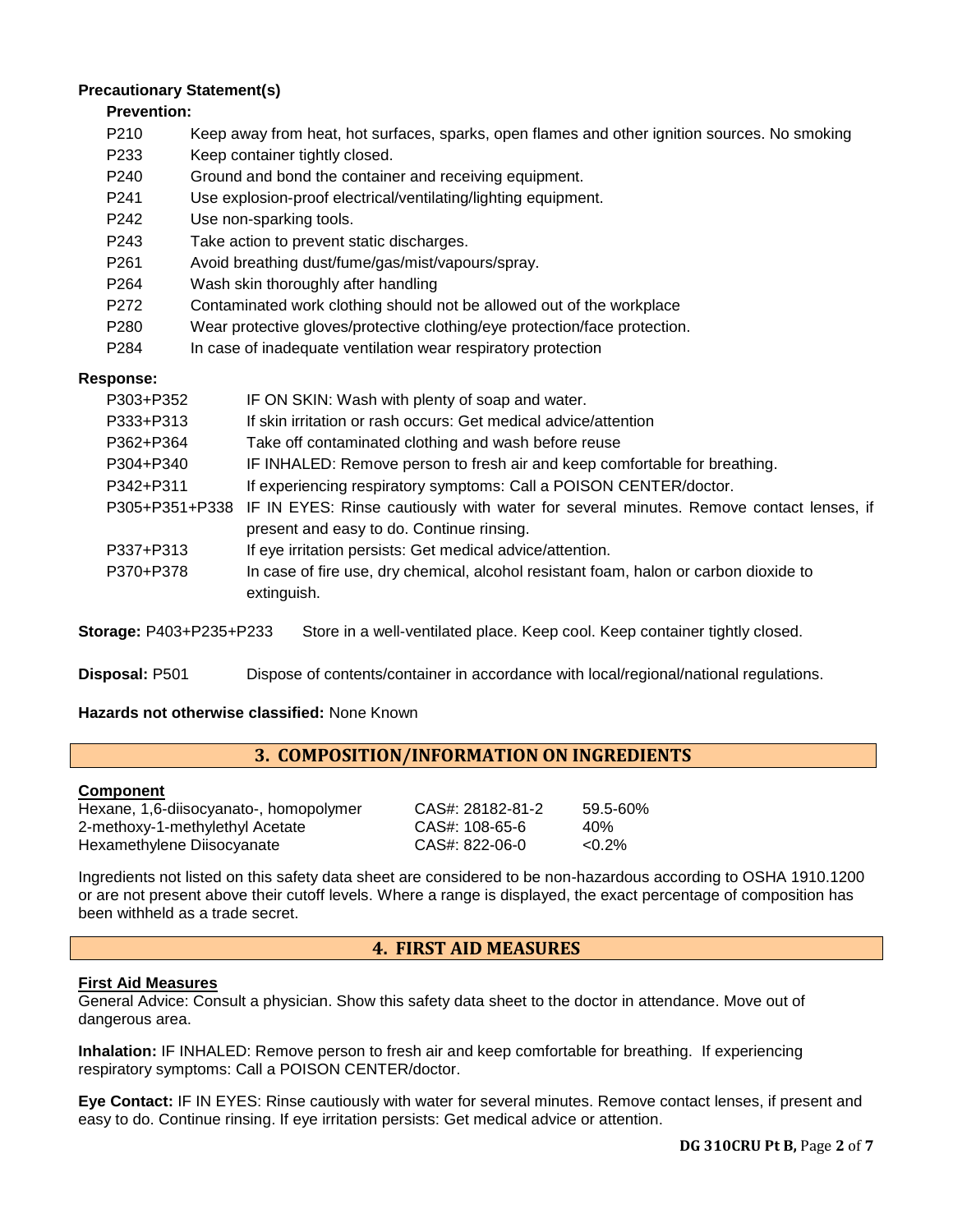**Precautionary Statement(s)**

**Prevention:**

| | |
|---|---|
| P210 | Keep away from heat, hot surfaces, sparks, open flames and other ignition sources. No smoking |
| P233 | Keep container tightly closed. |
| P240 | Ground and bond the container and receiving equipment. |
| P241 | Use explosion-proof electrical/ventilating/lighting equipment. |
| P242 | Use non-sparking tools. |
| P243 | Take action to prevent static discharges. |
| P261 | Avoid breathing dust/fume/gas/mist/vapours/spray. |
| P264 | Wash skin thoroughly after handling |
| P272 | Contaminated work clothing should not be allowed out of the workplace |
| P280 | Wear protective gloves/protective clothing/eye protection/face protection. |
| P284 | In case of inadequate ventilation wear respiratory protection |

**Response:**

| | |
|---|---|
| P303+P352 | IF ON SKIN: Wash with plenty of soap and water. |
| P333+P313 | If skin irritation or rash occurs: Get medical advice/attention |
| P362+P364 | Take off contaminated clothing and wash before reuse |
| P304+P340 | IF INHALED: Remove person to fresh air and keep comfortable for breathing. |
| P342+P311 | If experiencing respiratory symptoms: Call a POISON CENTER/doctor. |
| P305+P351+P338 | IF IN EYES: Rinse cautiously with water for several minutes. Remove contact lenses, if present and easy to do. Continue rinsing. |
| P337+P313 | If eye irritation persists: Get medical advice/attention. |
| P370+P378 | In case of fire use, dry chemical, alcohol resistant foam, halon or carbon dioxide to extinguish. |

**Storage:** P403+P235+P233 Store in a well-ventilated place. Keep cool. Keep container tightly closed.

**Disposal:** P501 Dispose of contents/container in accordance with local/regional/national regulations.

**Hazards not otherwise classified:** None Known

## 3. COMPOSITION/INFORMATION ON INGREDIENTS

| Component | | |
|---|---|---|
| Hexane, 1,6-diisocyanato-, homopolymer | CAS#: 28182-81-2 | 59.5-60% |
| 2-methoxy-1-methylethyl Acetate | CAS#: 108-65-6 | 40% |
| Hexamethylene Diisocyanate | CAS#: 822-06-0 | <0.2% |

Ingredients not listed on this safety data sheet are considered to be non-hazardous according to OSHA 1910.1200 or are not present above their cutoff levels. Where a range is displayed, the exact percentage of composition has been withheld as a trade secret.

## 4. FIRST AID MEASURES

**First Aid Measures**

General Advice: Consult a physician. Show this safety data sheet to the doctor in attendance. Move out of dangerous area.

**Inhalation:** IF INHALED: Remove person to fresh air and keep comfortable for breathing. If experiencing respiratory symptoms: Call a POISON CENTER/doctor.

**Eye Contact:** IF IN EYES: Rinse cautiously with water for several minutes. Remove contact lenses, if present and easy to do. Continue rinsing. If eye irritation persists: Get medical advice or attention.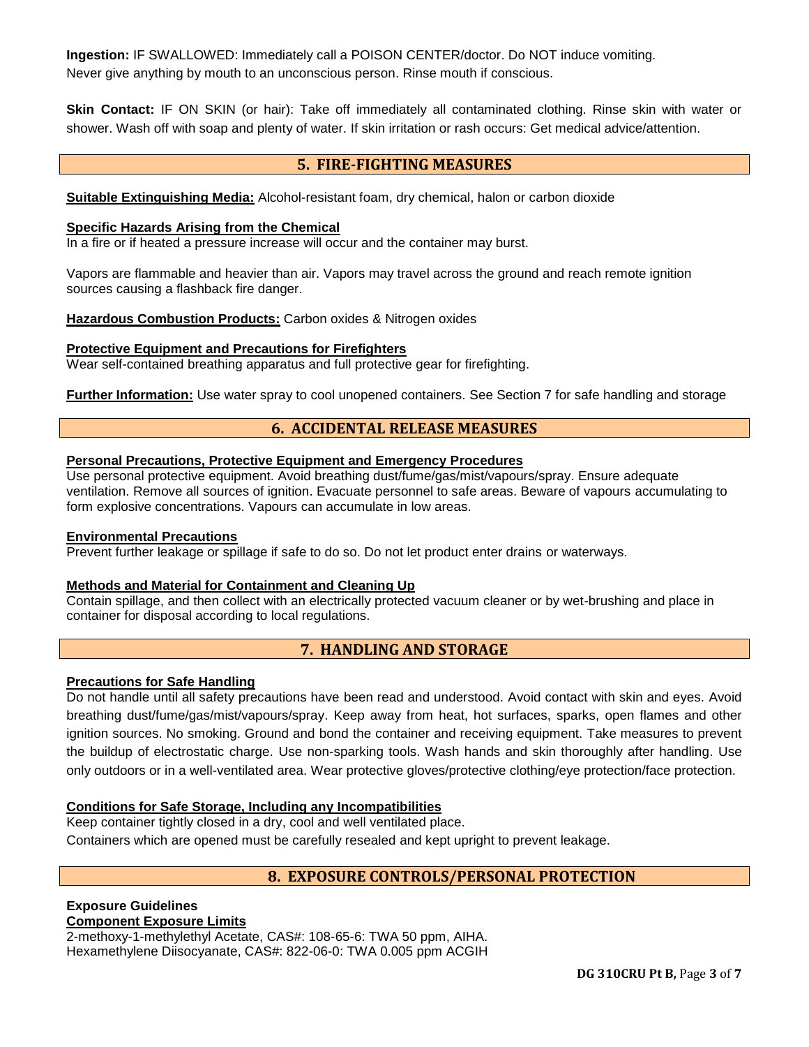**Ingestion:** IF SWALLOWED: Immediately call a POISON CENTER/doctor. Do NOT induce vomiting. Never give anything by mouth to an unconscious person. Rinse mouth if conscious.

**Skin Contact:** IF ON SKIN (or hair): Take off immediately all contaminated clothing. Rinse skin with water or shower. Wash off with soap and plenty of water. If skin irritation or rash occurs: Get medical advice/attention.

## 5. FIRE-FIGHTING MEASURES

**Suitable Extinguishing Media:** Alcohol-resistant foam, dry chemical, halon or carbon dioxide

**Specific Hazards Arising from the Chemical**

In a fire or if heated a pressure increase will occur and the container may burst.

Vapors are flammable and heavier than air. Vapors may travel across the ground and reach remote ignition sources causing a flashback fire danger.

**Hazardous Combustion Products:** Carbon oxides & Nitrogen oxides

**Protective Equipment and Precautions for Firefighters**

Wear self-contained breathing apparatus and full protective gear for firefighting.

**Further Information:** Use water spray to cool unopened containers. See Section 7 for safe handling and storage

## 6. ACCIDENTAL RELEASE MEASURES

**Personal Precautions, Protective Equipment and Emergency Procedures**

Use personal protective equipment. Avoid breathing dust/fume/gas/mist/vapours/spray. Ensure adequate ventilation. Remove all sources of ignition. Evacuate personnel to safe areas. Beware of vapours accumulating to form explosive concentrations. Vapours can accumulate in low areas.

**Environmental Precautions**

Prevent further leakage or spillage if safe to do so. Do not let product enter drains or waterways.

**Methods and Material for Containment and Cleaning Up**

Contain spillage, and then collect with an electrically protected vacuum cleaner or by wet-brushing and place in container for disposal according to local regulations.

## 7. HANDLING AND STORAGE

**Precautions for Safe Handling**

Do not handle until all safety precautions have been read and understood. Avoid contact with skin and eyes. Avoid breathing dust/fume/gas/mist/vapours/spray. Keep away from heat, hot surfaces, sparks, open flames and other ignition sources. No smoking. Ground and bond the container and receiving equipment. Take measures to prevent the buildup of electrostatic charge. Use non-sparking tools. Wash hands and skin thoroughly after handling. Use only outdoors or in a well-ventilated area. Wear protective gloves/protective clothing/eye protection/face protection.

**Conditions for Safe Storage, Including any Incompatibilities**

Keep container tightly closed in a dry, cool and well ventilated place.
Containers which are opened must be carefully resealed and kept upright to prevent leakage.

## 8. EXPOSURE CONTROLS/PERSONAL PROTECTION

**Exposure Guidelines**

**Component Exposure Limits**

2-methoxy-1-methylethyl Acetate, CAS#: 108-65-6: TWA 50 ppm, AIHA.
Hexamethylene Diisocyanate, CAS#: 822-06-0: TWA 0.005 ppm ACGIH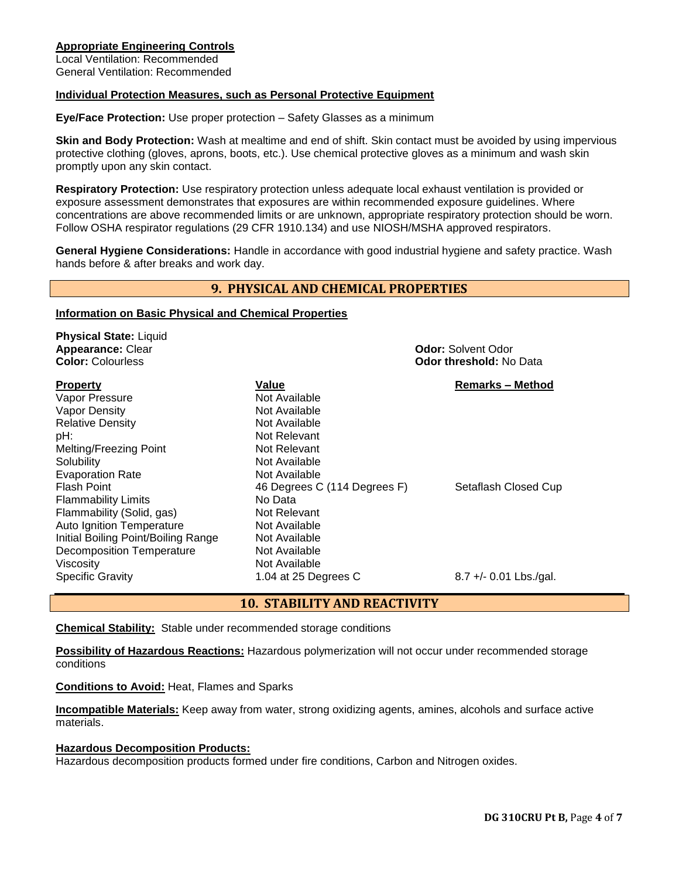**Appropriate Engineering Controls**
Local Ventilation: Recommended
General Ventilation: Recommended

**Individual Protection Measures, such as Personal Protective Equipment**

**Eye/Face Protection:** Use proper protection – Safety Glasses as a minimum

**Skin and Body Protection:** Wash at mealtime and end of shift. Skin contact must be avoided by using impervious protective clothing (gloves, aprons, boots, etc.). Use chemical protective gloves as a minimum and wash skin promptly upon any skin contact.

**Respiratory Protection:** Use respiratory protection unless adequate local exhaust ventilation is provided or exposure assessment demonstrates that exposures are within recommended exposure guidelines. Where concentrations are above recommended limits or are unknown, appropriate respiratory protection should be worn. Follow OSHA respirator regulations (29 CFR 1910.134) and use NIOSH/MSHA approved respirators.

**General Hygiene Considerations:** Handle in accordance with good industrial hygiene and safety practice. Wash hands before & after breaks and work day.

## 9. PHYSICAL AND CHEMICAL PROPERTIES

**Information on Basic Physical and Chemical Properties**

**Physical State:** Liquid
**Appearance:** Clear
**Color:** Colourless
**Odor:** Solvent Odor
**Odor threshold:** No Data

| Property | Value | Remarks – Method |
|---|---|---|
| Vapor Pressure | Not Available | |
| Vapor Density | Not Available | |
| Relative Density | Not Available | |
| pH: | Not Relevant | |
| Melting/Freezing Point | Not Relevant | |
| Solubility | Not Available | |
| Evaporation Rate | Not Available | |
| Flash Point | 46 Degrees C (114 Degrees F) | Setaflash Closed Cup |
| Flammability Limits | No Data | |
| Flammability (Solid, gas) | Not Relevant | |
| Auto Ignition Temperature | Not Available | |
| Initial Boiling Point/Boiling Range | Not Available | |
| Decomposition Temperature | Not Available | |
| Viscosity | Not Available | |
| Specific Gravity | 1.04 at 25 Degrees C | 8.7 +/- 0.01 Lbs./gal. |

## 10. STABILITY AND REACTIVITY

**Chemical Stability:** Stable under recommended storage conditions

**Possibility of Hazardous Reactions:** Hazardous polymerization will not occur under recommended storage conditions

**Conditions to Avoid:** Heat, Flames and Sparks

**Incompatible Materials:** Keep away from water, strong oxidizing agents, amines, alcohols and surface active materials.

**Hazardous Decomposition Products:**
Hazardous decomposition products formed under fire conditions, Carbon and Nitrogen oxides.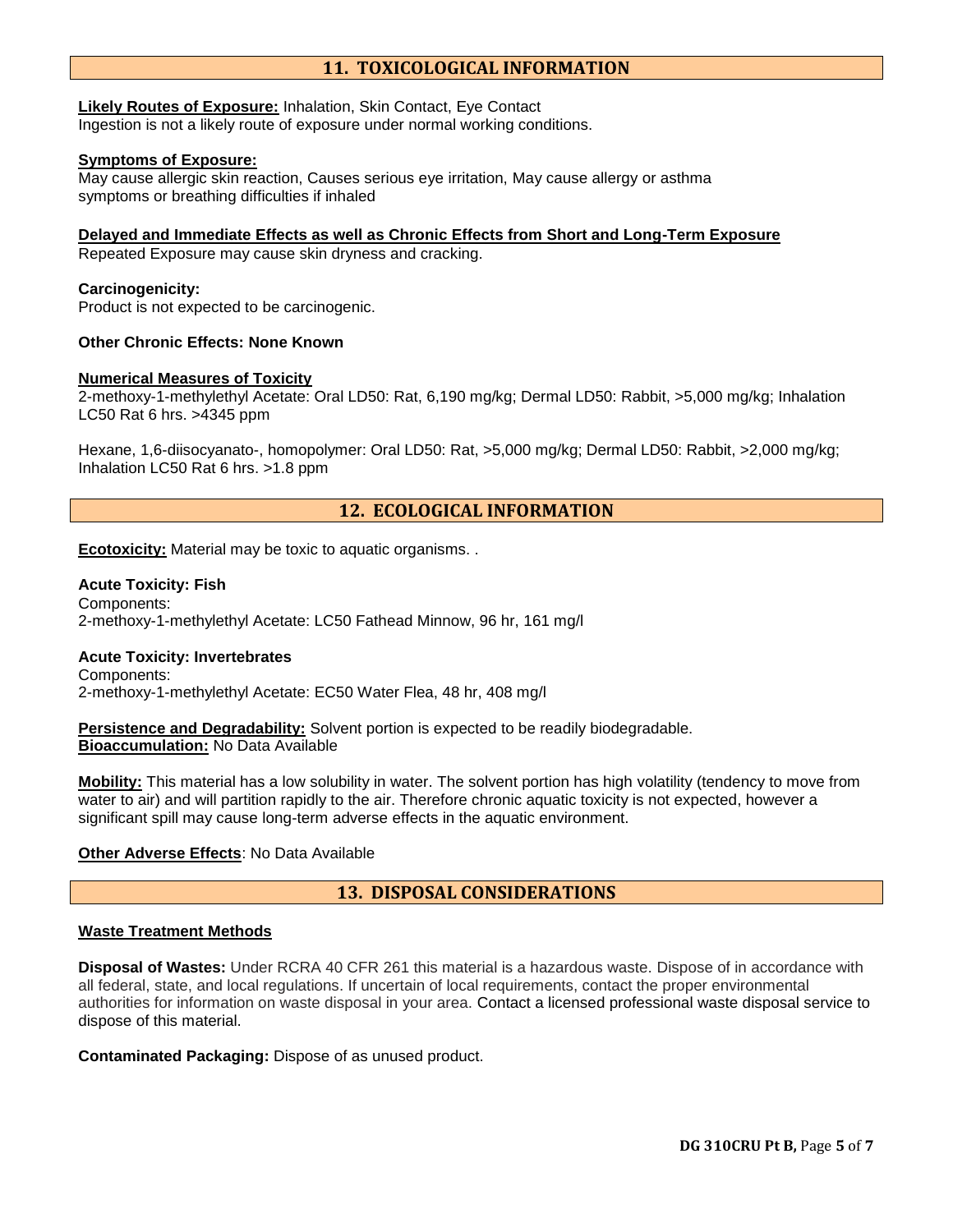## 11. TOXICOLOGICAL INFORMATION

**Likely Routes of Exposure:** Inhalation, Skin Contact, Eye Contact
Ingestion is not a likely route of exposure under normal working conditions.

**Symptoms of Exposure:**
May cause allergic skin reaction, Causes serious eye irritation, May cause allergy or asthma symptoms or breathing difficulties if inhaled

**Delayed and Immediate Effects as well as Chronic Effects from Short and Long-Term Exposure**
Repeated Exposure may cause skin dryness and cracking.

**Carcinogenicity:**
Product is not expected to be carcinogenic.

**Other Chronic Effects: None Known**

**Numerical Measures of Toxicity**
2-methoxy-1-methylethyl Acetate: Oral LD50: Rat, 6,190 mg/kg; Dermal LD50: Rabbit, >5,000 mg/kg; Inhalation LC50 Rat 6 hrs. >4345 ppm

Hexane, 1,6-diisocyanato-, homopolymer: Oral LD50: Rat, >5,000 mg/kg; Dermal LD50: Rabbit, >2,000 mg/kg; Inhalation LC50 Rat 6 hrs. >1.8 ppm

## 12. ECOLOGICAL INFORMATION

**Ecotoxicity:** Material may be toxic to aquatic organisms. .

**Acute Toxicity: Fish**
Components:
2-methoxy-1-methylethyl Acetate: LC50 Fathead Minnow, 96 hr, 161 mg/l

**Acute Toxicity: Invertebrates**
Components:
2-methoxy-1-methylethyl Acetate: EC50 Water Flea, 48 hr, 408 mg/l

**Persistence and Degradability:** Solvent portion is expected to be readily biodegradable.
**Bioaccumulation:** No Data Available

**Mobility:** This material has a low solubility in water. The solvent portion has high volatility (tendency to move from water to air) and will partition rapidly to the air. Therefore chronic aquatic toxicity is not expected, however a significant spill may cause long-term adverse effects in the aquatic environment.

**Other Adverse Effects**: No Data Available

## 13. DISPOSAL CONSIDERATIONS

**Waste Treatment Methods**

**Disposal of Wastes:** Under RCRA 40 CFR 261 this material is a hazardous waste. Dispose of in accordance with all federal, state, and local regulations. If uncertain of local requirements, contact the proper environmental authorities for information on waste disposal in your area. Contact a licensed professional waste disposal service to dispose of this material.

**Contaminated Packaging:** Dispose of as unused product.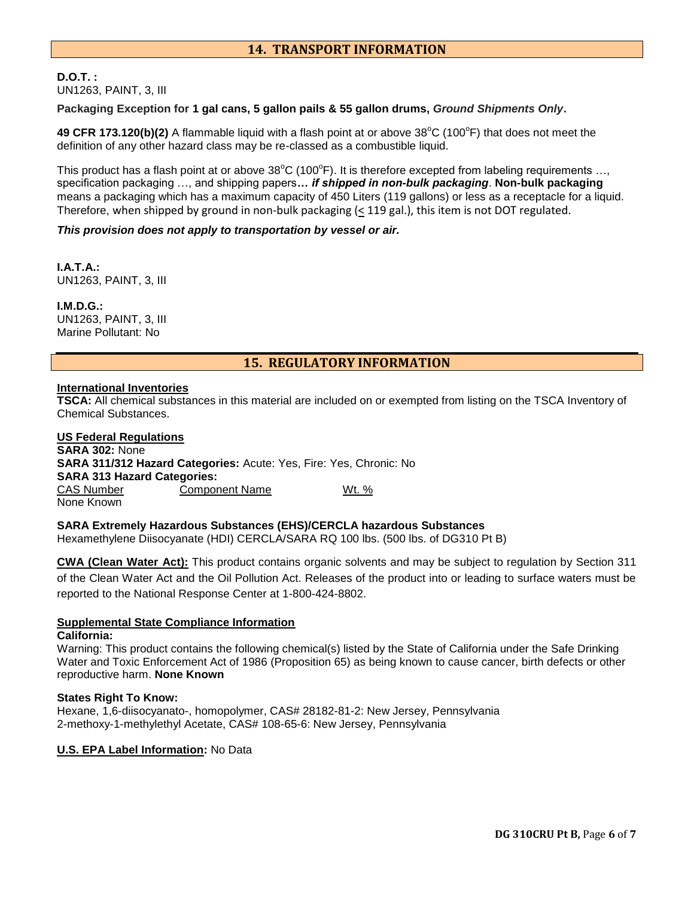## 14. TRANSPORT INFORMATION

**D.O.T. :**
UN1263, PAINT, 3, III

**Packaging Exception for 1 gal cans, 5 gallon pails & 55 gallon drums, *Ground Shipments Only*.**

**49 CFR 173.120(b)(2)** A flammable liquid with a flash point at or above 38°C (100°F) that does not meet the definition of any other hazard class may be re-classed as a combustible liquid.

This product has a flash point at or above 38°C (100°F). It is therefore excepted from labeling requirements …, specification packaging …, and shipping papers***… if shipped in non-bulk packaging***. **Non-bulk packaging** means a packaging which has a maximum capacity of 450 Liters (119 gallons) or less as a receptacle for a liquid. Therefore, when shipped by ground in non-bulk packaging (≤ 119 gal.), this item is not DOT regulated.

***This provision does not apply to transportation by vessel or air.***

**I.A.T.A.:**
UN1263, PAINT, 3, III

**I.M.D.G.:**
UN1263, PAINT, 3, III
Marine Pollutant: No

## 15. REGULATORY INFORMATION

**International Inventories**
**TSCA:** All chemical substances in this material are included on or exempted from listing on the TSCA Inventory of Chemical Substances.

**US Federal Regulations**
**SARA 302:** None
**SARA 311/312 Hazard Categories:** Acute: Yes, Fire: Yes, Chronic: No
**SARA 313 Hazard Categories:**

| CAS Number | Component Name | Wt. % |
|---|---|---|
| None Known | | |

**SARA Extremely Hazardous Substances (EHS)/CERCLA hazardous Substances**
Hexamethylene Diisocyanate (HDI) CERCLA/SARA RQ 100 lbs. (500 lbs. of DG310 Pt B)

**CWA (Clean Water Act):** This product contains organic solvents and may be subject to regulation by Section 311 of the Clean Water Act and the Oil Pollution Act. Releases of the product into or leading to surface waters must be reported to the National Response Center at 1-800-424-8802.

**Supplemental State Compliance Information**
**California:**
Warning: This product contains the following chemical(s) listed by the State of California under the Safe Drinking Water and Toxic Enforcement Act of 1986 (Proposition 65) as being known to cause cancer, birth defects or other reproductive harm. **None Known**

**States Right To Know:**
Hexane, 1,6-diisocyanato-, homopolymer, CAS# 28182-81-2: New Jersey, Pennsylvania
2-methoxy-1-methylethyl Acetate, CAS# 108-65-6: New Jersey, Pennsylvania

**U.S. EPA Label Information:** No Data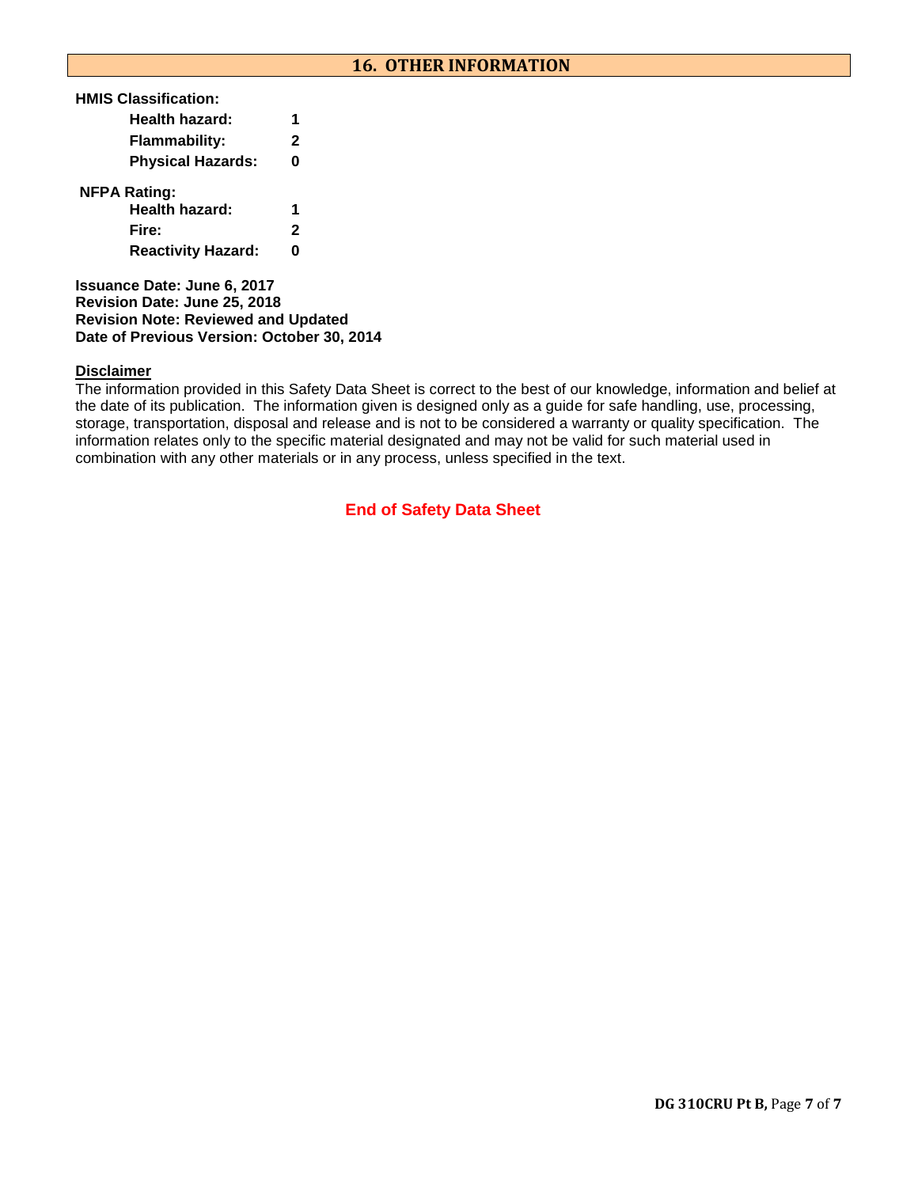## 16. OTHER INFORMATION

**HMIS Classification:**

| | |
|---|---|
| **Health hazard:** | **1** |
| **Flammability:** | **2** |
| **Physical Hazards:** | **0** |

**NFPA Rating:**

| | |
|---|---|
| **Health hazard:** | **1** |
| **Fire:** | **2** |
| **Reactivity Hazard:** | **0** |

**Issuance Date: June 6, 2017**
**Revision Date: June 25, 2018**
**Revision Note: Reviewed and Updated**
**Date of Previous Version: October 30, 2014**

**Disclaimer**

The information provided in this Safety Data Sheet is correct to the best of our knowledge, information and belief at the date of its publication. The information given is designed only as a guide for safe handling, use, processing, storage, transportation, disposal and release and is not to be considered a warranty or quality specification. The information relates only to the specific material designated and may not be valid for such material used in combination with any other materials or in any process, unless specified in the text.

**End of Safety Data Sheet**